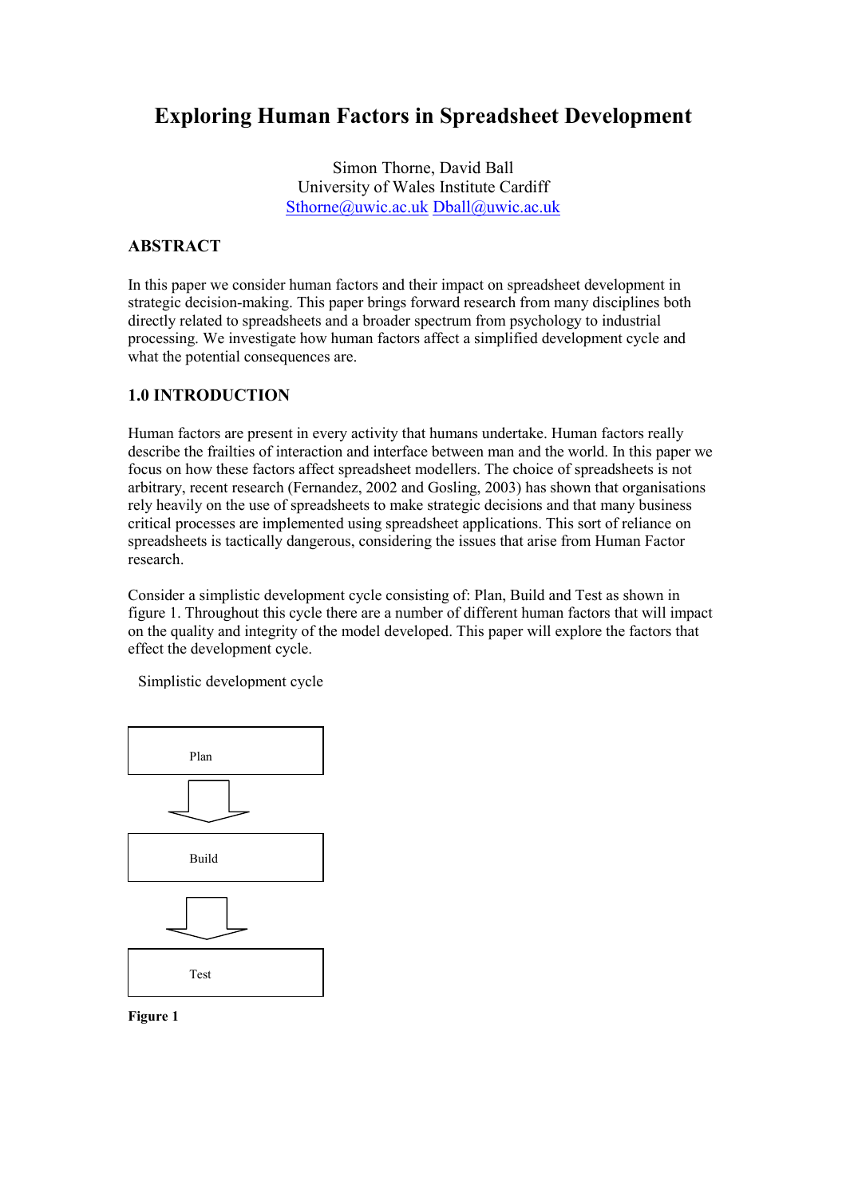# Exploring Human Factors in Spreadsheet Development

Simon Thorne, David Ball
University of Wales Institute Cardiff
Sthorne@uwic.ac.uk Dball@uwic.ac.uk

## ABSTRACT

In this paper we consider human factors and their impact on spreadsheet development in strategic decision-making. This paper brings forward research from many disciplines both directly related to spreadsheets and a broader spectrum from psychology to industrial processing. We investigate how human factors affect a simplified development cycle and what the potential consequences are.

## 1.0 INTRODUCTION

Human factors are present in every activity that humans undertake. Human factors really describe the frailties of interaction and interface between man and the world. In this paper we focus on how these factors affect spreadsheet modellers. The choice of spreadsheets is not arbitrary, recent research (Fernandez, 2002 and Gosling, 2003) has shown that organisations rely heavily on the use of spreadsheets to make strategic decisions and that many business critical processes are implemented using spreadsheet applications. This sort of reliance on spreadsheets is tactically dangerous, considering the issues that arise from Human Factor research.

Consider a simplistic development cycle consisting of: Plan, Build and Test as shown in figure 1. Throughout this cycle there are a number of different human factors that will impact on the quality and integrity of the model developed. This paper will explore the factors that effect the development cycle.

Simplistic development cycle

Plan

↓

Build

↓

Test

**Figure 1**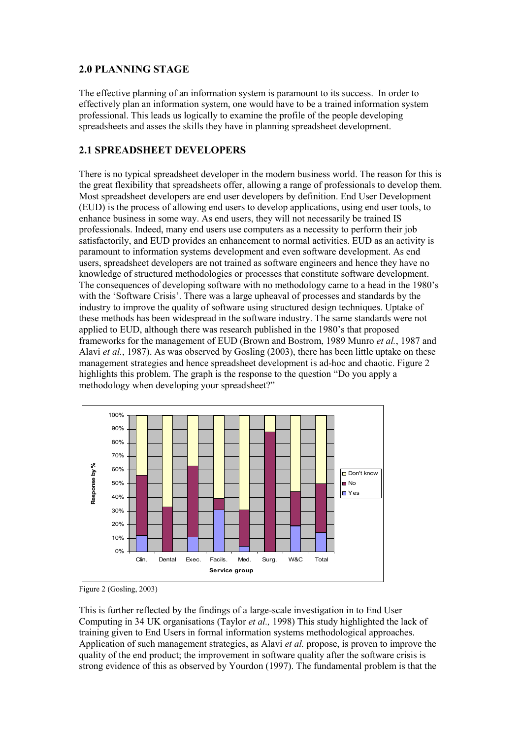## 2.0 PLANNING STAGE

The effective planning of an information system is paramount to its success. In order to effectively plan an information system, one would have to be a trained information system professional. This leads us logically to examine the profile of the people developing spreadsheets and asses the skills they have in planning spreadsheet development.

## 2.1 SPREADSHEET DEVELOPERS

There is no typical spreadsheet developer in the modern business world. The reason for this is the great flexibility that spreadsheets offer, allowing a range of professionals to develop them. Most spreadsheet developers are end user developers by definition. End User Development (EUD) is the process of allowing end users to develop applications, using end user tools, to enhance business in some way. As end users, they will not necessarily be trained IS professionals. Indeed, many end users use computers as a necessity to perform their job satisfactorily, and EUD provides an enhancement to normal activities. EUD as an activity is paramount to information systems development and even software development. As end users, spreadsheet developers are not trained as software engineers and hence they have no knowledge of structured methodologies or processes that constitute software development. The consequences of developing software with no methodology came to a head in the 1980's with the 'Software Crisis'. There was a large upheaval of processes and standards by the industry to improve the quality of software using structured design techniques. Uptake of these methods has been widespread in the software industry. The same standards were not applied to EUD, although there was research published in the 1980's that proposed frameworks for the management of EUD (Brown and Bostrom, 1989 Munro *et al.*, 1987 and Alavi *et al.*, 1987). As was observed by Gosling (2003), there has been little uptake on these management strategies and hence spreadsheet development is ad-hoc and chaotic. Figure 2 highlights this problem. The graph is the response to the question "Do you apply a methodology when developing your spreadsheet?"

Figure 2 (Gosling, 2003)

This is further reflected by the findings of a large-scale investigation in to End User Computing in 34 UK organisations (Taylor *et al.,* 1998) This study highlighted the lack of training given to End Users in formal information systems methodological approaches. Application of such management strategies, as Alavi *et al.* propose, is proven to improve the quality of the end product; the improvement in software quality after the software crisis is strong evidence of this as observed by Yourdon (1997). The fundamental problem is that the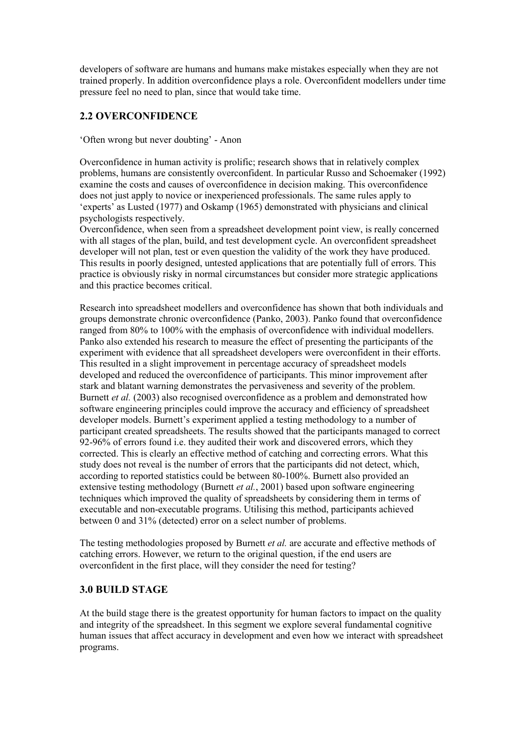developers of software are humans and humans make mistakes especially when they are not trained properly. In addition overconfidence plays a role. Overconfident modellers under time pressure feel no need to plan, since that would take time.

## 2.2 OVERCONFIDENCE

'Often wrong but never doubting' - Anon

Overconfidence in human activity is prolific; research shows that in relatively complex problems, humans are consistently overconfident. In particular Russo and Schoemaker (1992) examine the costs and causes of overconfidence in decision making. This overconfidence does not just apply to novice or inexperienced professionals. The same rules apply to 'experts' as Lusted (1977) and Oskamp (1965) demonstrated with physicians and clinical psychologists respectively.

Overconfidence, when seen from a spreadsheet development point view, is really concerned with all stages of the plan, build, and test development cycle. An overconfident spreadsheet developer will not plan, test or even question the validity of the work they have produced. This results in poorly designed, untested applications that are potentially full of errors. This practice is obviously risky in normal circumstances but consider more strategic applications and this practice becomes critical.

Research into spreadsheet modellers and overconfidence has shown that both individuals and groups demonstrate chronic overconfidence (Panko, 2003). Panko found that overconfidence ranged from 80% to 100% with the emphasis of overconfidence with individual modellers. Panko also extended his research to measure the effect of presenting the participants of the experiment with evidence that all spreadsheet developers were overconfident in their efforts. This resulted in a slight improvement in percentage accuracy of spreadsheet models developed and reduced the overconfidence of participants. This minor improvement after stark and blatant warning demonstrates the pervasiveness and severity of the problem. Burnett *et al.* (2003) also recognised overconfidence as a problem and demonstrated how software engineering principles could improve the accuracy and efficiency of spreadsheet developer models. Burnett's experiment applied a testing methodology to a number of participant created spreadsheets. The results showed that the participants managed to correct 92-96% of errors found i.e. they audited their work and discovered errors, which they corrected. This is clearly an effective method of catching and correcting errors. What this study does not reveal is the number of errors that the participants did not detect, which, according to reported statistics could be between 80-100%. Burnett also provided an extensive testing methodology (Burnett *et al.*, 2001) based upon software engineering techniques which improved the quality of spreadsheets by considering them in terms of executable and non-executable programs. Utilising this method, participants achieved between 0 and 31% (detected) error on a select number of problems.

The testing methodologies proposed by Burnett *et al.* are accurate and effective methods of catching errors. However, we return to the original question, if the end users are overconfident in the first place, will they consider the need for testing?

# 3.0 BUILD STAGE

At the build stage there is the greatest opportunity for human factors to impact on the quality and integrity of the spreadsheet. In this segment we explore several fundamental cognitive human issues that affect accuracy in development and even how we interact with spreadsheet programs.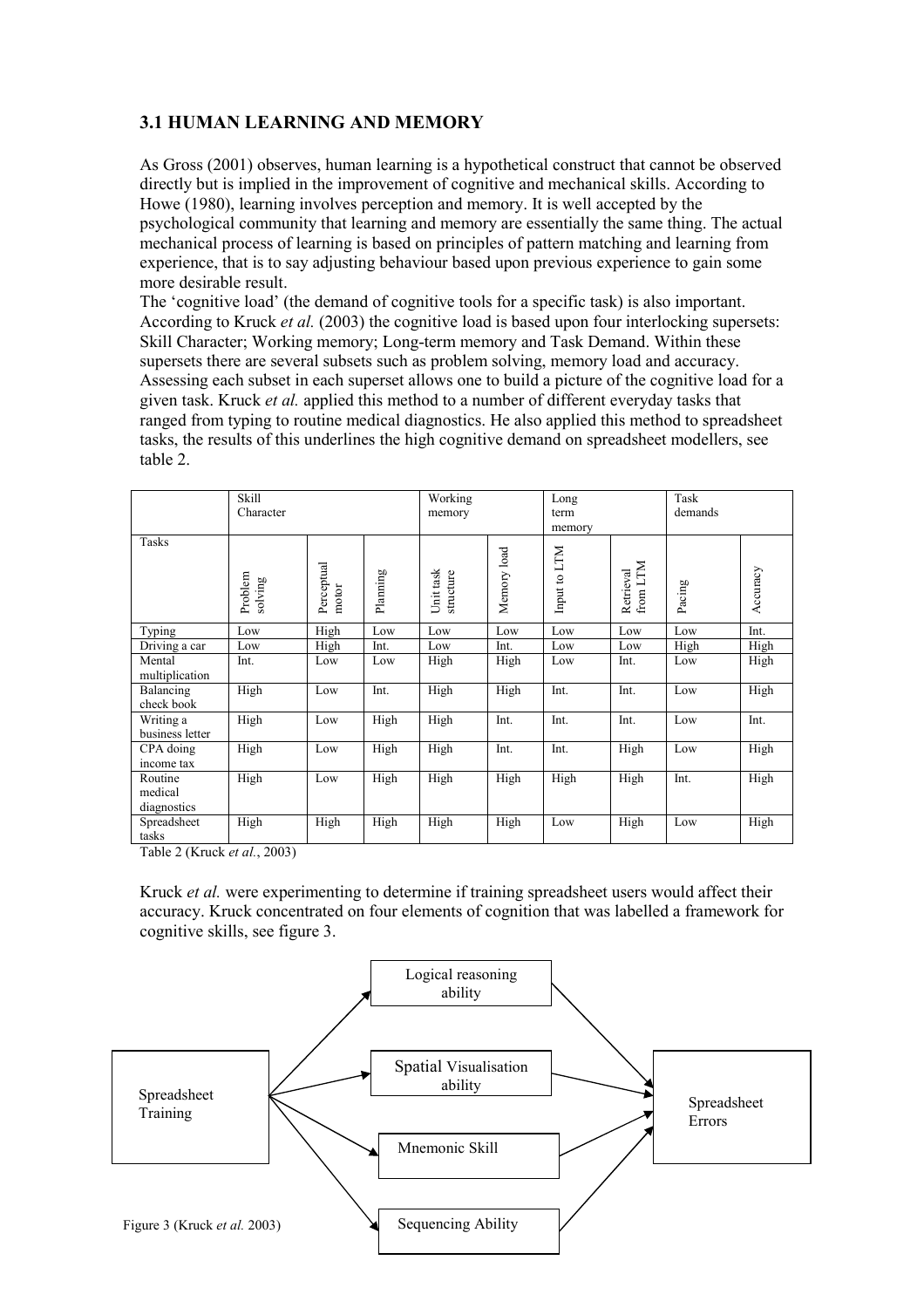## 3.1 HUMAN LEARNING AND MEMORY

As Gross (2001) observes, human learning is a hypothetical construct that cannot be observed directly but is implied in the improvement of cognitive and mechanical skills. According to Howe (1980), learning involves perception and memory. It is well accepted by the psychological community that learning and memory are essentially the same thing. The actual mechanical process of learning is based on principles of pattern matching and learning from experience, that is to say adjusting behaviour based upon previous experience to gain some more desirable result.

The 'cognitive load' (the demand of cognitive tools for a specific task) is also important. According to Kruck *et al.* (2003) the cognitive load is based upon four interlocking supersets: Skill Character; Working memory; Long-term memory and Task Demand. Within these supersets there are several subsets such as problem solving, memory load and accuracy. Assessing each subset in each superset allows one to build a picture of the cognitive load for a given task. Kruck *et al.* applied this method to a number of different everyday tasks that ranged from typing to routine medical diagnostics. He also applied this method to spreadsheet tasks, the results of this underlines the high cognitive demand on spreadsheet modellers, see table 2.

| | Skill Character | | | Working memory | | Long term memory | | Task demands | |
|---|---|---|---|---|---|---|---|---|---|
| Tasks | Problem solving | Perceptual motor | Planning | Unit task structure | Memory load | Input to LTM | Retrieval from LTM | Pacing | Accuracy |
| Typing | Low | High | Low | Low | Low | Low | Low | Low | Int. |
| Driving a car | Low | High | Int. | Low | Int. | Low | Low | High | High |
| Mental multiplication | Int. | Low | Low | High | High | Low | Int. | Low | High |
| Balancing check book | High | Low | Int. | High | High | Int. | Int. | Low | High |
| Writing a business letter | High | Low | High | High | Int. | Int. | Int. | Low | Int. |
| CPA doing income tax | High | Low | High | High | Int. | Int. | High | Low | High |
| Routine medical diagnostics | High | Low | High | High | High | High | High | Int. | High |
| Spreadsheet tasks | High | High | High | High | High | Low | High | Low | High |

Table 2 (Kruck *et al.*, 2003)

Kruck *et al.* were experimenting to determine if training spreadsheet users would affect their accuracy. Kruck concentrated on four elements of cognition that was labelled a framework for cognitive skills, see figure 3.

Spreadsheet Training → Logical reasoning ability / Spatial Visualisation ability / Mnemonic Skill / Sequencing Ability → Spreadsheet Errors

Figure 3 (Kruck *et al.* 2003)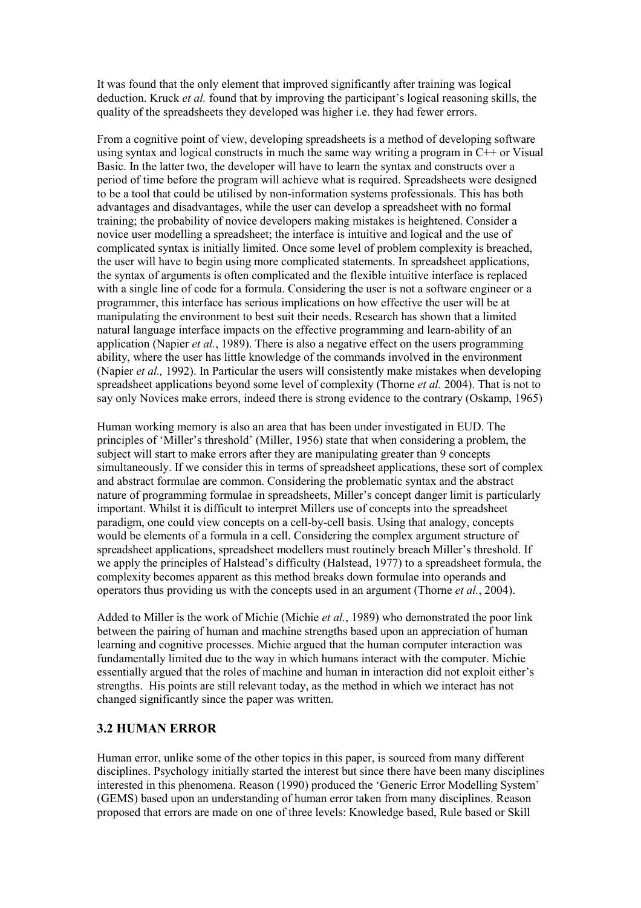It was found that the only element that improved significantly after training was logical deduction. Kruck *et al.* found that by improving the participant's logical reasoning skills, the quality of the spreadsheets they developed was higher i.e. they had fewer errors.

From a cognitive point of view, developing spreadsheets is a method of developing software using syntax and logical constructs in much the same way writing a program in C++ or Visual Basic. In the latter two, the developer will have to learn the syntax and constructs over a period of time before the program will achieve what is required. Spreadsheets were designed to be a tool that could be utilised by non-information systems professionals. This has both advantages and disadvantages, while the user can develop a spreadsheet with no formal training; the probability of novice developers making mistakes is heightened. Consider a novice user modelling a spreadsheet; the interface is intuitive and logical and the use of complicated syntax is initially limited. Once some level of problem complexity is breached, the user will have to begin using more complicated statements. In spreadsheet applications, the syntax of arguments is often complicated and the flexible intuitive interface is replaced with a single line of code for a formula. Considering the user is not a software engineer or a programmer, this interface has serious implications on how effective the user will be at manipulating the environment to best suit their needs. Research has shown that a limited natural language interface impacts on the effective programming and learn-ability of an application (Napier *et al.*, 1989). There is also a negative effect on the users programming ability, where the user has little knowledge of the commands involved in the environment (Napier *et al.,* 1992). In Particular the users will consistently make mistakes when developing spreadsheet applications beyond some level of complexity (Thorne *et al.* 2004). That is not to say only Novices make errors, indeed there is strong evidence to the contrary (Oskamp, 1965)

Human working memory is also an area that has been under investigated in EUD. The principles of 'Miller's threshold' (Miller, 1956) state that when considering a problem, the subject will start to make errors after they are manipulating greater than 9 concepts simultaneously. If we consider this in terms of spreadsheet applications, these sort of complex and abstract formulae are common. Considering the problematic syntax and the abstract nature of programming formulae in spreadsheets, Miller's concept danger limit is particularly important. Whilst it is difficult to interpret Millers use of concepts into the spreadsheet paradigm, one could view concepts on a cell-by-cell basis. Using that analogy, concepts would be elements of a formula in a cell. Considering the complex argument structure of spreadsheet applications, spreadsheet modellers must routinely breach Miller's threshold. If we apply the principles of Halstead's difficulty (Halstead, 1977) to a spreadsheet formula, the complexity becomes apparent as this method breaks down formulae into operands and operators thus providing us with the concepts used in an argument (Thorne *et al.*, 2004).

Added to Miller is the work of Michie (Michie *et al.*, 1989) who demonstrated the poor link between the pairing of human and machine strengths based upon an appreciation of human learning and cognitive processes. Michie argued that the human computer interaction was fundamentally limited due to the way in which humans interact with the computer. Michie essentially argued that the roles of machine and human in interaction did not exploit either's strengths. His points are still relevant today, as the method in which we interact has not changed significantly since the paper was written.

## 3.2 HUMAN ERROR

Human error, unlike some of the other topics in this paper, is sourced from many different disciplines. Psychology initially started the interest but since there have been many disciplines interested in this phenomena. Reason (1990) produced the 'Generic Error Modelling System' (GEMS) based upon an understanding of human error taken from many disciplines. Reason proposed that errors are made on one of three levels: Knowledge based, Rule based or Skill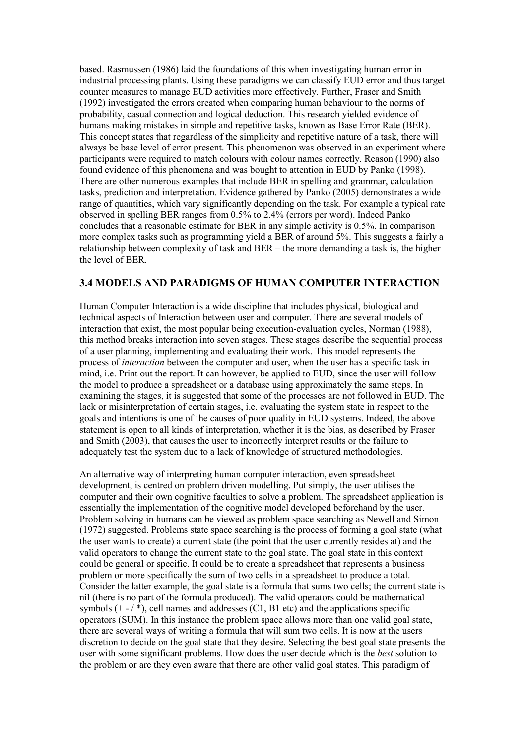based. Rasmussen (1986) laid the foundations of this when investigating human error in industrial processing plants. Using these paradigms we can classify EUD error and thus target counter measures to manage EUD activities more effectively. Further, Fraser and Smith (1992) investigated the errors created when comparing human behaviour to the norms of probability, casual connection and logical deduction. This research yielded evidence of humans making mistakes in simple and repetitive tasks, known as Base Error Rate (BER). This concept states that regardless of the simplicity and repetitive nature of a task, there will always be base level of error present. This phenomenon was observed in an experiment where participants were required to match colours with colour names correctly. Reason (1990) also found evidence of this phenomena and was bought to attention in EUD by Panko (1998). There are other numerous examples that include BER in spelling and grammar, calculation tasks, prediction and interpretation. Evidence gathered by Panko (2005) demonstrates a wide range of quantities, which vary significantly depending on the task. For example a typical rate observed in spelling BER ranges from 0.5% to 2.4% (errors per word). Indeed Panko concludes that a reasonable estimate for BER in any simple activity is 0.5%. In comparison more complex tasks such as programming yield a BER of around 5%. This suggests a fairly a relationship between complexity of task and BER – the more demanding a task is, the higher the level of BER.

## 3.4 MODELS AND PARADIGMS OF HUMAN COMPUTER INTERACTION

Human Computer Interaction is a wide discipline that includes physical, biological and technical aspects of Interaction between user and computer. There are several models of interaction that exist, the most popular being execution-evaluation cycles, Norman (1988), this method breaks interaction into seven stages. These stages describe the sequential process of a user planning, implementing and evaluating their work. This model represents the process of *interaction* between the computer and user, when the user has a specific task in mind, i.e. Print out the report. It can however, be applied to EUD, since the user will follow the model to produce a spreadsheet or a database using approximately the same steps. In examining the stages, it is suggested that some of the processes are not followed in EUD. The lack or misinterpretation of certain stages, i.e. evaluating the system state in respect to the goals and intentions is one of the causes of poor quality in EUD systems. Indeed, the above statement is open to all kinds of interpretation, whether it is the bias, as described by Fraser and Smith (2003), that causes the user to incorrectly interpret results or the failure to adequately test the system due to a lack of knowledge of structured methodologies.

An alternative way of interpreting human computer interaction, even spreadsheet development, is centred on problem driven modelling. Put simply, the user utilises the computer and their own cognitive faculties to solve a problem. The spreadsheet application is essentially the implementation of the cognitive model developed beforehand by the user. Problem solving in humans can be viewed as problem space searching as Newell and Simon (1972) suggested. Problems state space searching is the process of forming a goal state (what the user wants to create) a current state (the point that the user currently resides at) and the valid operators to change the current state to the goal state. The goal state in this context could be general or specific. It could be to create a spreadsheet that represents a business problem or more specifically the sum of two cells in a spreadsheet to produce a total. Consider the latter example, the goal state is a formula that sums two cells; the current state is nil (there is no part of the formula produced). The valid operators could be mathematical symbols (+ - / *), cell names and addresses (C1, B1 etc) and the applications specific operators (SUM). In this instance the problem space allows more than one valid goal state, there are several ways of writing a formula that will sum two cells. It is now at the users discretion to decide on the goal state that they desire. Selecting the best goal state presents the user with some significant problems. How does the user decide which is the *best* solution to the problem or are they even aware that there are other valid goal states. This paradigm of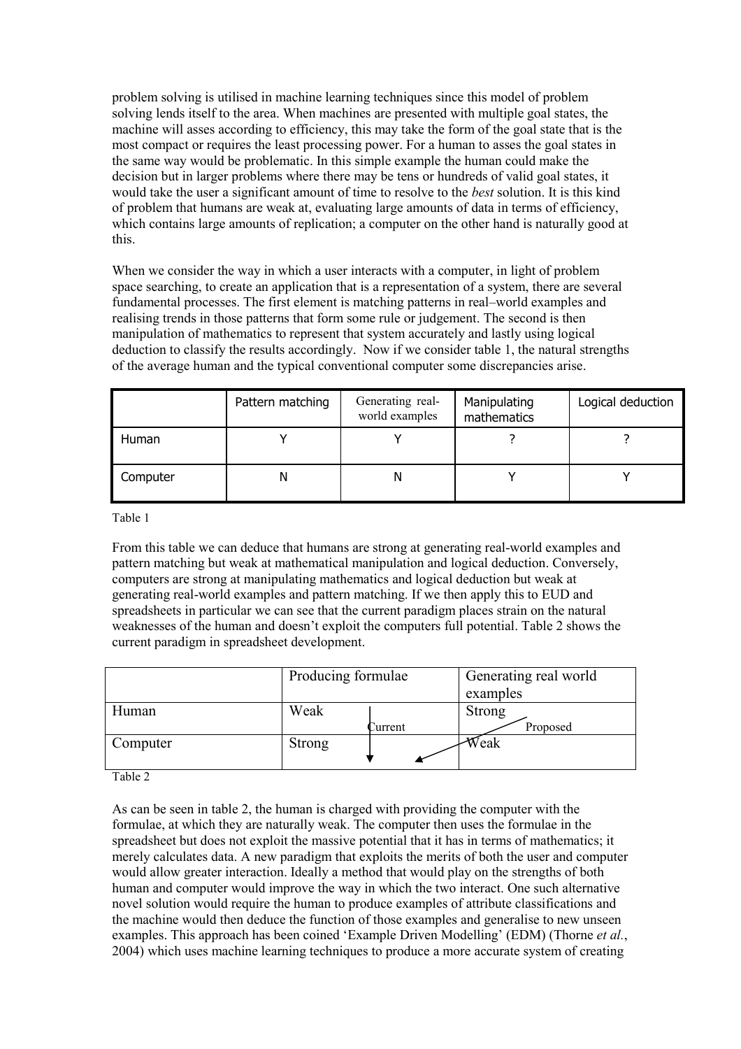problem solving is utilised in machine learning techniques since this model of problem solving lends itself to the area. When machines are presented with multiple goal states, the machine will asses according to efficiency, this may take the form of the goal state that is the most compact or requires the least processing power. For a human to asses the goal states in the same way would be problematic. In this simple example the human could make the decision but in larger problems where there may be tens or hundreds of valid goal states, it would take the user a significant amount of time to resolve to the *best* solution. It is this kind of problem that humans are weak at, evaluating large amounts of data in terms of efficiency, which contains large amounts of replication; a computer on the other hand is naturally good at this.

When we consider the way in which a user interacts with a computer, in light of problem space searching, to create an application that is a representation of a system, there are several fundamental processes. The first element is matching patterns in real–world examples and realising trends in those patterns that form some rule or judgement. The second is then manipulation of mathematics to represent that system accurately and lastly using logical deduction to classify the results accordingly. Now if we consider table 1, the natural strengths of the average human and the typical conventional computer some discrepancies arise.

| | Pattern matching | Generating real-world examples | Manipulating mathematics | Logical deduction |
|---|---|---|---|---|
| Human | Y | Y | ? | ? |
| Computer | N | N | Y | Y |

Table 1

From this table we can deduce that humans are strong at generating real-world examples and pattern matching but weak at mathematical manipulation and logical deduction. Conversely, computers are strong at manipulating mathematics and logical deduction but weak at generating real-world examples and pattern matching. If we then apply this to EUD and spreadsheets in particular we can see that the current paradigm places strain on the natural weaknesses of the human and doesn't exploit the computers full potential. Table 2 shows the current paradigm in spreadsheet development.

| | Producing formulae | Generating real world examples |
|---|---|---|
| Human | Weak (Current ↓) | Strong (Proposed ↙) |
| Computer | Strong | Weak |

Table 2

As can be seen in table 2, the human is charged with providing the computer with the formulae, at which they are naturally weak. The computer then uses the formulae in the spreadsheet but does not exploit the massive potential that it has in terms of mathematics; it merely calculates data. A new paradigm that exploits the merits of both the user and computer would allow greater interaction. Ideally a method that would play on the strengths of both human and computer would improve the way in which the two interact. One such alternative novel solution would require the human to produce examples of attribute classifications and the machine would then deduce the function of those examples and generalise to new unseen examples. This approach has been coined 'Example Driven Modelling' (EDM) (Thorne *et al.*, 2004) which uses machine learning techniques to produce a more accurate system of creating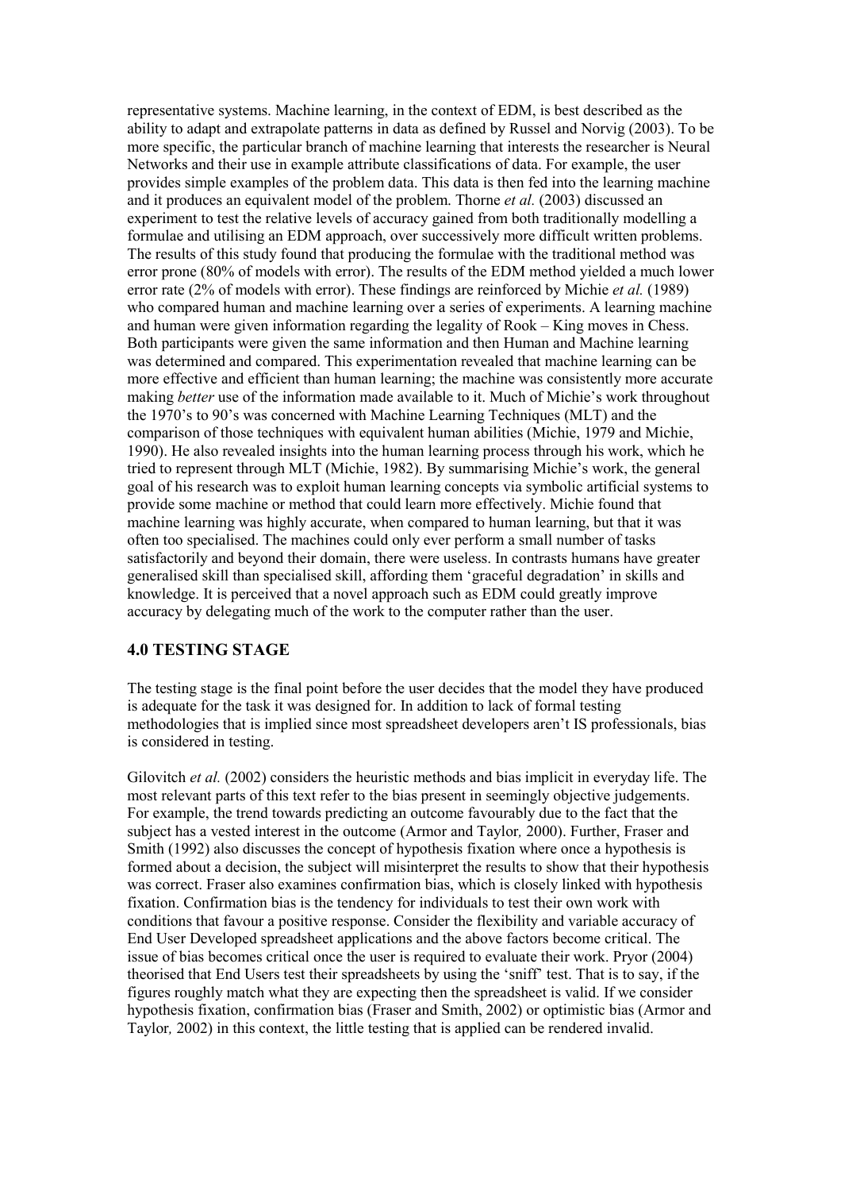representative systems. Machine learning, in the context of EDM, is best described as the ability to adapt and extrapolate patterns in data as defined by Russel and Norvig (2003). To be more specific, the particular branch of machine learning that interests the researcher is Neural Networks and their use in example attribute classifications of data. For example, the user provides simple examples of the problem data. This data is then fed into the learning machine and it produces an equivalent model of the problem. Thorne *et al.* (2003) discussed an experiment to test the relative levels of accuracy gained from both traditionally modelling a formulae and utilising an EDM approach, over successively more difficult written problems. The results of this study found that producing the formulae with the traditional method was error prone (80% of models with error). The results of the EDM method yielded a much lower error rate (2% of models with error). These findings are reinforced by Michie *et al.* (1989) who compared human and machine learning over a series of experiments. A learning machine and human were given information regarding the legality of Rook – King moves in Chess. Both participants were given the same information and then Human and Machine learning was determined and compared. This experimentation revealed that machine learning can be more effective and efficient than human learning; the machine was consistently more accurate making *better* use of the information made available to it. Much of Michie's work throughout the 1970's to 90's was concerned with Machine Learning Techniques (MLT) and the comparison of those techniques with equivalent human abilities (Michie, 1979 and Michie, 1990). He also revealed insights into the human learning process through his work, which he tried to represent through MLT (Michie, 1982). By summarising Michie's work, the general goal of his research was to exploit human learning concepts via symbolic artificial systems to provide some machine or method that could learn more effectively. Michie found that machine learning was highly accurate, when compared to human learning, but that it was often too specialised. The machines could only ever perform a small number of tasks satisfactorily and beyond their domain, there were useless. In contrasts humans have greater generalised skill than specialised skill, affording them 'graceful degradation' in skills and knowledge. It is perceived that a novel approach such as EDM could greatly improve accuracy by delegating much of the work to the computer rather than the user.

## 4.0 TESTING STAGE

The testing stage is the final point before the user decides that the model they have produced is adequate for the task it was designed for. In addition to lack of formal testing methodologies that is implied since most spreadsheet developers aren't IS professionals, bias is considered in testing.

Gilovitch *et al.* (2002) considers the heuristic methods and bias implicit in everyday life. The most relevant parts of this text refer to the bias present in seemingly objective judgements. For example, the trend towards predicting an outcome favourably due to the fact that the subject has a vested interest in the outcome (Armor and Taylor*,* 2000). Further, Fraser and Smith (1992) also discusses the concept of hypothesis fixation where once a hypothesis is formed about a decision, the subject will misinterpret the results to show that their hypothesis was correct. Fraser also examines confirmation bias, which is closely linked with hypothesis fixation. Confirmation bias is the tendency for individuals to test their own work with conditions that favour a positive response. Consider the flexibility and variable accuracy of End User Developed spreadsheet applications and the above factors become critical. The issue of bias becomes critical once the user is required to evaluate their work. Pryor (2004) theorised that End Users test their spreadsheets by using the 'sniff' test. That is to say, if the figures roughly match what they are expecting then the spreadsheet is valid. If we consider hypothesis fixation, confirmation bias (Fraser and Smith, 2002) or optimistic bias (Armor and Taylor*,* 2002) in this context, the little testing that is applied can be rendered invalid.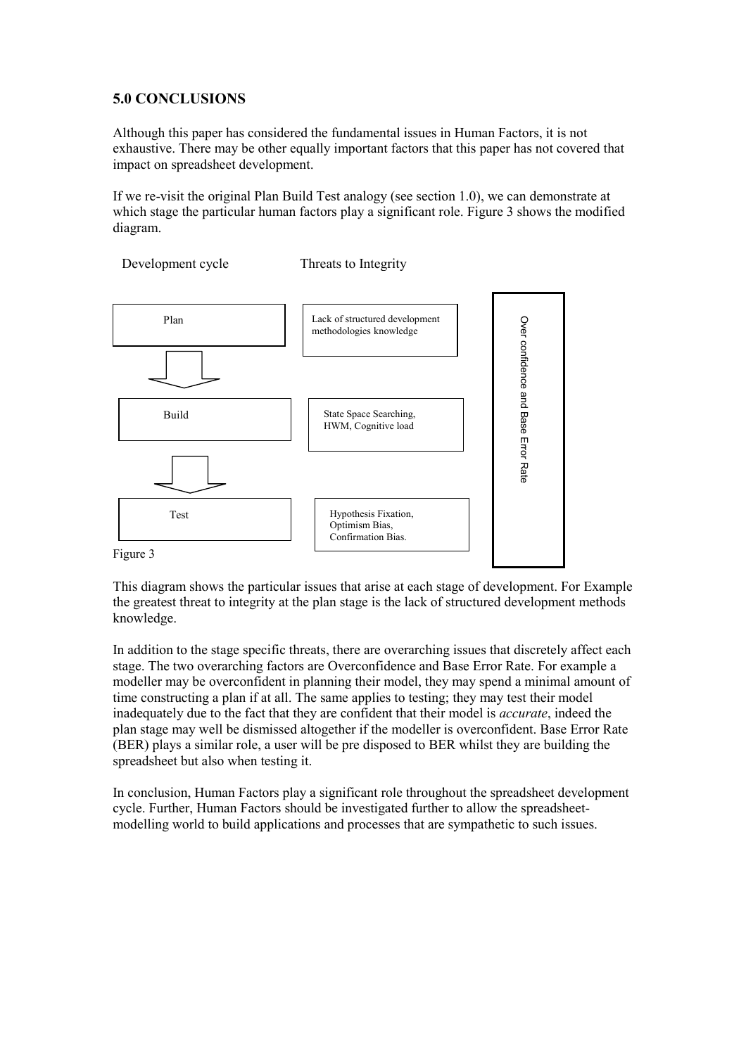## 5.0 CONCLUSIONS

Although this paper has considered the fundamental issues in Human Factors, it is not exhaustive. There may be other equally important factors that this paper has not covered that impact on spreadsheet development.

If we re-visit the original Plan Build Test analogy (see section 1.0), we can demonstrate at which stage the particular human factors play a significant role. Figure 3 shows the modified diagram.

| Development cycle | Threats to Integrity | |
|---|---|---|
| Plan | Lack of structured development methodologies knowledge | Over confidence and Base Error Rate |
| Build | State Space Searching, HWM, Cognitive load | |
| Test | Hypothesis Fixation, Optimism Bias, Confirmation Bias. | |

Figure 3

This diagram shows the particular issues that arise at each stage of development. For Example the greatest threat to integrity at the plan stage is the lack of structured development methods knowledge.

In addition to the stage specific threats, there are overarching issues that discretely affect each stage. The two overarching factors are Overconfidence and Base Error Rate. For example a modeller may be overconfident in planning their model, they may spend a minimal amount of time constructing a plan if at all. The same applies to testing; they may test their model inadequately due to the fact that they are confident that their model is *accurate*, indeed the plan stage may well be dismissed altogether if the modeller is overconfident. Base Error Rate (BER) plays a similar role, a user will be pre disposed to BER whilst they are building the spreadsheet but also when testing it.

In conclusion, Human Factors play a significant role throughout the spreadsheet development cycle. Further, Human Factors should be investigated further to allow the spreadsheet-modelling world to build applications and processes that are sympathetic to such issues.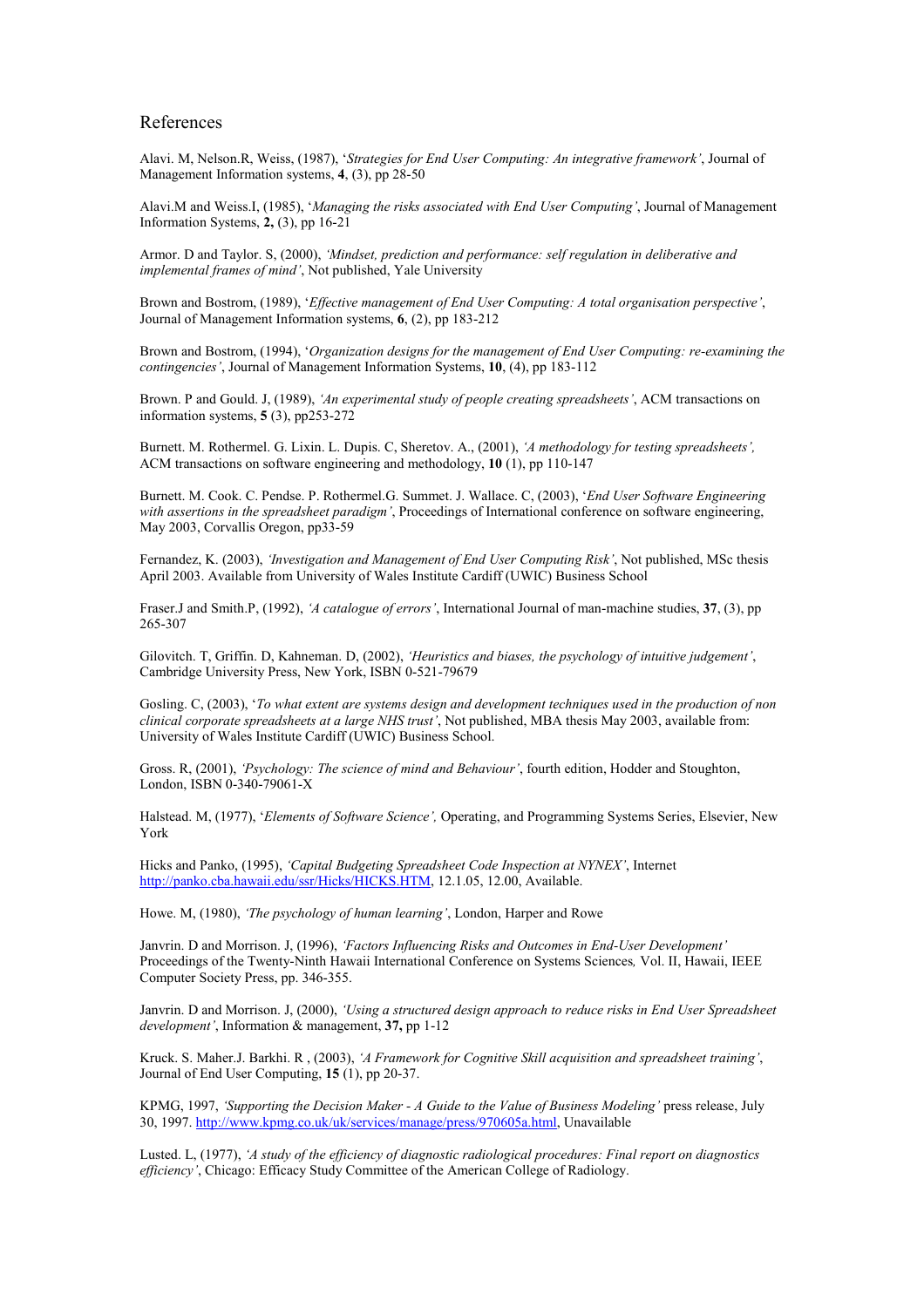# References

Alavi. M, Nelson.R, Weiss, (1987), '*Strategies for End User Computing: An integrative framework*', Journal of Management Information systems, **4**, (3), pp 28-50

Alavi.M and Weiss.I, (1985), '*Managing the risks associated with End User Computing*', Journal of Management Information Systems, **2,** (3), pp 16-21

Armor. D and Taylor. S, (2000), *'Mindset, prediction and performance: self regulation in deliberative and implemental frames of mind'*, Not published, Yale University

Brown and Bostrom, (1989), '*Effective management of End User Computing: A total organisation perspective*', Journal of Management Information systems, **6**, (2), pp 183-212

Brown and Bostrom, (1994), '*Organization designs for the management of End User Computing: re-examining the contingencies*', Journal of Management Information Systems, **10**, (4), pp 183-112

Brown. P and Gould. J, (1989), *'An experimental study of people creating spreadsheets'*, ACM transactions on information systems, **5** (3), pp253-272

Burnett. M. Rothermel. G. Lixin. L. Dupis. C, Sheretov. A., (2001), *'A methodology for testing spreadsheets',* ACM transactions on software engineering and methodology, **10** (1), pp 110-147

Burnett. M. Cook. C. Pendse. P. Rothermel.G. Summet. J. Wallace. C, (2003), '*End User Software Engineering with assertions in the spreadsheet paradigm'*, Proceedings of International conference on software engineering, May 2003, Corvallis Oregon, pp33-59

Fernandez, K. (2003), *'Investigation and Management of End User Computing Risk'*, Not published, MSc thesis April 2003. Available from University of Wales Institute Cardiff (UWIC) Business School

Fraser.J and Smith.P, (1992), *'A catalogue of errors'*, International Journal of man-machine studies, **37**, (3), pp 265-307

Gilovitch. T, Griffin. D, Kahneman. D, (2002), *'Heuristics and biases, the psychology of intuitive judgement'*, Cambridge University Press, New York, ISBN 0-521-79679

Gosling. C, (2003), '*To what extent are systems design and development techniques used in the production of non clinical corporate spreadsheets at a large NHS trust'*, Not published, MBA thesis May 2003, available from: University of Wales Institute Cardiff (UWIC) Business School.

Gross. R, (2001), *'Psychology: The science of mind and Behaviour'*, fourth edition, Hodder and Stoughton, London, ISBN 0-340-79061-X

Halstead. M, (1977), '*Elements of Software Science',* Operating, and Programming Systems Series, Elsevier, New York

Hicks and Panko, (1995), *'Capital Budgeting Spreadsheet Code Inspection at NYNEX'*, Internet http://panko.cba.hawaii.edu/ssr/Hicks/HICKS.HTM, 12.1.05, 12.00, Available.

Howe. M, (1980), *'The psychology of human learning'*, London, Harper and Rowe

Janvrin. D and Morrison. J, (1996), *'Factors Influencing Risks and Outcomes in End-User Development'* Proceedings of the Twenty-Ninth Hawaii International Conference on Systems Sciences*,* Vol. II, Hawaii, IEEE Computer Society Press, pp. 346-355.

Janvrin. D and Morrison. J, (2000), *'Using a structured design approach to reduce risks in End User Spreadsheet development'*, Information & management, **37,** pp 1-12

Kruck. S. Maher.J. Barkhi. R , (2003), *'A Framework for Cognitive Skill acquisition and spreadsheet training'*, Journal of End User Computing, **15** (1), pp 20-37.

KPMG, 1997, *'Supporting the Decision Maker - A Guide to the Value of Business Modeling'* press release, July 30, 1997. http://www.kpmg.co.uk/uk/services/manage/press/970605a.html, Unavailable

Lusted. L, (1977), *'A study of the efficiency of diagnostic radiological procedures: Final report on diagnostics efficiency'*, Chicago: Efficacy Study Committee of the American College of Radiology.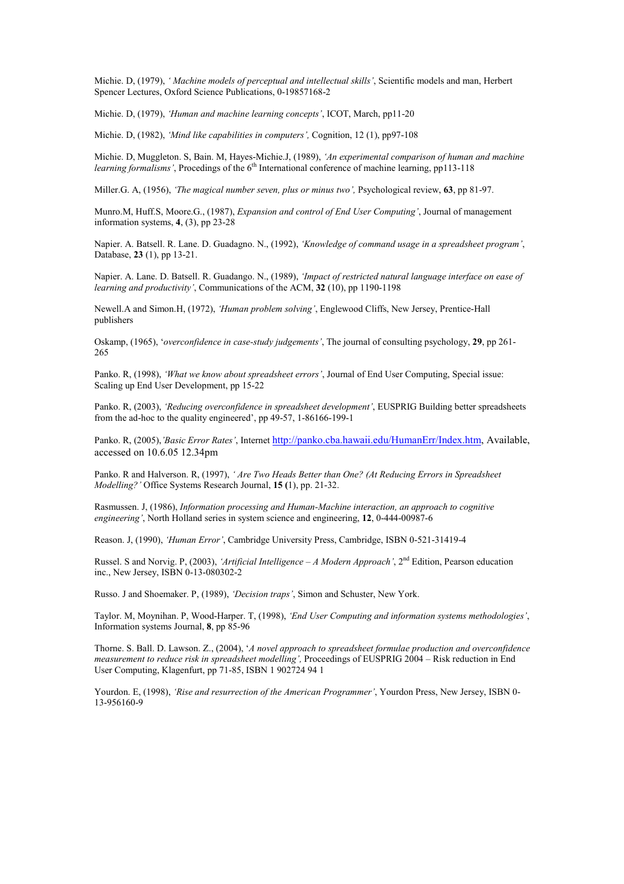Michie. D, (1979), *' Machine models of perceptual and intellectual skills'*, Scientific models and man, Herbert Spencer Lectures, Oxford Science Publications, 0-19857168-2

Michie. D, (1979), *'Human and machine learning concepts'*, ICOT, March, pp11-20

Michie. D, (1982), *'Mind like capabilities in computers',* Cognition, 12 (1), pp97-108

Michie. D, Muggleton. S, Bain. M, Hayes-Michie.J, (1989), *'An experimental comparison of human and machine learning formalisms'*, Procedings of the 6th International conference of machine learning, pp113-118

Miller.G. A, (1956), *'The magical number seven, plus or minus two',* Psychological review, **63**, pp 81-97.

Munro.M, Huff.S, Moore.G., (1987), *Expansion and control of End User Computing'*, Journal of management information systems, **4**, (3), pp 23-28

Napier. A. Batsell. R. Lane. D. Guadagno. N., (1992), *'Knowledge of command usage in a spreadsheet program'*, Database, **23** (1), pp 13-21.

Napier. A. Lane. D. Batsell. R. Guadango. N., (1989), *'Impact of restricted natural language interface on ease of learning and productivity'*, Communications of the ACM, **32** (10), pp 1190-1198

Newell.A and Simon.H, (1972), *'Human problem solving'*, Englewood Cliffs, New Jersey, Prentice-Hall publishers

Oskamp, (1965), '*overconfidence in case-study judgements'*, The journal of consulting psychology, **29**, pp 261-265

Panko. R, (1998), *'What we know about spreadsheet errors'*, Journal of End User Computing, Special issue: Scaling up End User Development, pp 15-22

Panko. R, (2003), *'Reducing overconfidence in spreadsheet development'*, EUSPRIG Building better spreadsheets from the ad-hoc to the quality engineered', pp 49-57, 1-86166-199-1

Panko. R, (2005),*'Basic Error Rates'*, Internet http://panko.cba.hawaii.edu/HumanErr/Index.htm, Available, accessed on 10.6.05 12.34pm

Panko. R and Halverson. R, (1997), *' Are Two Heads Better than One? (At Reducing Errors in Spreadsheet Modelling?'* Office Systems Research Journal, **15 (**1), pp. 21-32.

Rasmussen. J, (1986), *Information processing and Human-Machine interaction, an approach to cognitive engineering'*, North Holland series in system science and engineering, **12**, 0-444-00987-6

Reason. J, (1990), *'Human Error'*, Cambridge University Press, Cambridge, ISBN 0-521-31419-4

Russel. S and Norvig. P, (2003), *'Artificial Intelligence – A Modern Approach'*, 2nd Edition, Pearson education inc., New Jersey, ISBN 0-13-080302-2

Russo. J and Shoemaker. P, (1989), *'Decision traps'*, Simon and Schuster, New York.

Taylor. M, Moynihan. P, Wood-Harper. T, (1998), *'End User Computing and information systems methodologies'*, Information systems Journal, **8**, pp 85-96

Thorne. S. Ball. D. Lawson. Z., (2004), '*A novel approach to spreadsheet formulae production and overconfidence measurement to reduce risk in spreadsheet modelling',* Proceedings of EUSPRIG 2004 – Risk reduction in End User Computing, Klagenfurt, pp 71-85, ISBN 1 902724 94 1

Yourdon. E, (1998), *'Rise and resurrection of the American Programmer'*, Yourdon Press, New Jersey, ISBN 0-13-956160-9